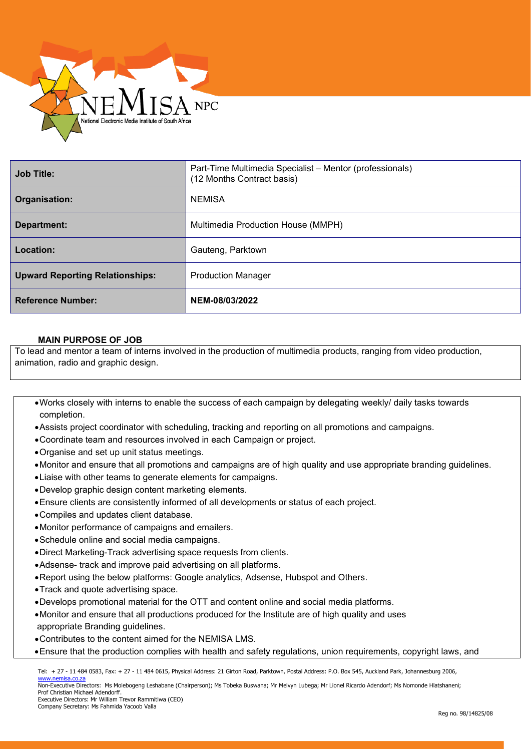| Job Title: | Part-Time Multimedia Specialist – Mentor (professionals) (12 Months Contract basis) |
|---|---|
| Organisation: | NEMISA |
| Department: | Multimedia Production House (MMPH) |
| Location: | Gauteng, Parktown |
| Upward Reporting Relationships: | Production Manager |
| Reference Number: | **NEM-08/03/2022** |

**MAIN PURPOSE OF JOB**

To lead and mentor a team of interns involved in the production of multimedia products, ranging from video production, animation, radio and graphic design.

- Works closely with interns to enable the success of each campaign by delegating weekly/ daily tasks towards completion.
- Assists project coordinator with scheduling, tracking and reporting on all promotions and campaigns.
- Coordinate team and resources involved in each Campaign or project.
- Organise and set up unit status meetings.
- Monitor and ensure that all promotions and campaigns are of high quality and use appropriate branding guidelines.
- Liaise with other teams to generate elements for campaigns.
- Develop graphic design content marketing elements.
- Ensure clients are consistently informed of all developments or status of each project.
- Compiles and updates client database.
- Monitor performance of campaigns and emailers.
- Schedule online and social media campaigns.
- Direct Marketing-Track advertising space requests from clients.
- Adsense- track and improve paid advertising on all platforms.
- Report using the below platforms: Google analytics, Adsense, Hubspot and Others.
- Track and quote advertising space.
- Develops promotional material for the OTT and content online and social media platforms.
- Monitor and ensure that all productions produced for the Institute are of high quality and uses appropriate Branding guidelines.
- Contributes to the content aimed for the NEMISA LMS.
- Ensure that the production complies with health and safety regulations, union requirements, copyright laws, and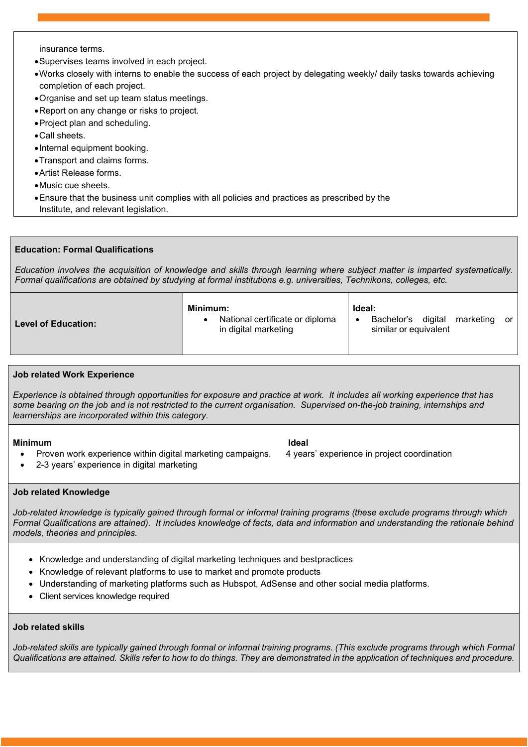insurance terms.

- Supervises teams involved in each project.
- Works closely with interns to enable the success of each project by delegating weekly/ daily tasks towards achieving completion of each project.
- Organise and set up team status meetings.
- Report on any change or risks to project.
- Project plan and scheduling.
- Call sheets.
- Internal equipment booking.
- Transport and claims forms.
- Artist Release forms.
- Music cue sheets.
- Ensure that the business unit complies with all policies and practices as prescribed by the Institute, and relevant legislation.

**Education: Formal Qualifications**

*Education involves the acquisition of knowledge and skills through learning where subject matter is imparted systematically. Formal qualifications are obtained by studying at formal institutions e.g. universities, Technikons, colleges, etc.*

| **Level of Education:** | **Minimum:** • National certificate or diploma in digital marketing | **Ideal:** • Bachelor's digital marketing or similar or equivalent |
|---|---|---|

**Job related Work Experience**

*Experience is obtained through opportunities for exposure and practice at work. It includes all working experience that has some bearing on the job and is not restricted to the current organisation. Supervised on-the-job training, internships and learnerships are incorporated within this category.*

| **Minimum** | **Ideal** |
|---|---|
| • Proven work experience within digital marketing campaigns.<br>• 2-3 years' experience in digital marketing | 4 years' experience in project coordination |

**Job related Knowledge**

*Job-related knowledge is typically gained through formal or informal training programs (these exclude programs through which Formal Qualifications are attained). It includes knowledge of facts, data and information and understanding the rationale behind models, theories and principles.*

- Knowledge and understanding of digital marketing techniques and bestpractices
- Knowledge of relevant platforms to use to market and promote products
- Understanding of marketing platforms such as Hubspot, AdSense and other social media platforms.
- Client services knowledge required

**Job related skills**

*Job-related skills are typically gained through formal or informal training programs. (This exclude programs through which Formal Qualifications are attained. Skills refer to how to do things. They are demonstrated in the application of techniques and procedure.*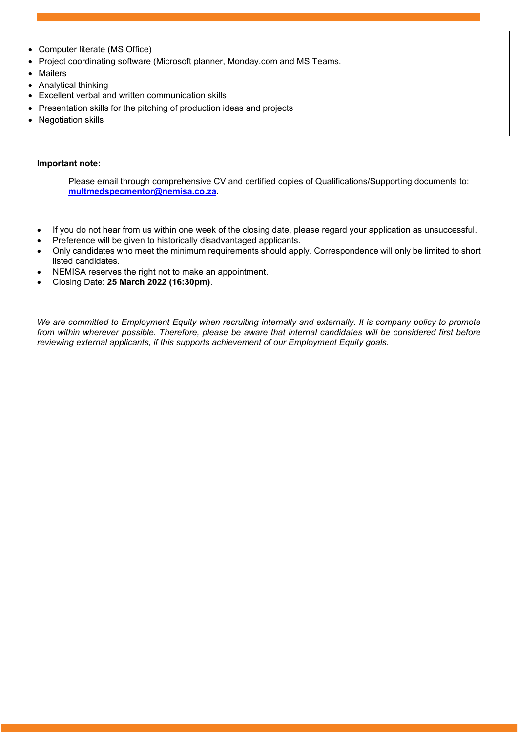- Computer literate (MS Office)
- Project coordinating software (Microsoft planner, Monday.com and MS Teams.
- Mailers
- Analytical thinking
- Excellent verbal and written communication skills
- Presentation skills for the pitching of production ideas and projects
- Negotiation skills

**Important note:**

Please email through comprehensive CV and certified copies of Qualifications/Supporting documents to: **multmedspecmentor@nemisa.co.za.**

- If you do not hear from us within one week of the closing date, please regard your application as unsuccessful.
- Preference will be given to historically disadvantaged applicants.
- Only candidates who meet the minimum requirements should apply. Correspondence will only be limited to short listed candidates.
- NEMISA reserves the right not to make an appointment.
- Closing Date: **25 March 2022 (16:30pm)**.

*We are committed to Employment Equity when recruiting internally and externally. It is company policy to promote from within wherever possible. Therefore, please be aware that internal candidates will be considered first before reviewing external applicants, if this supports achievement of our Employment Equity goals.*